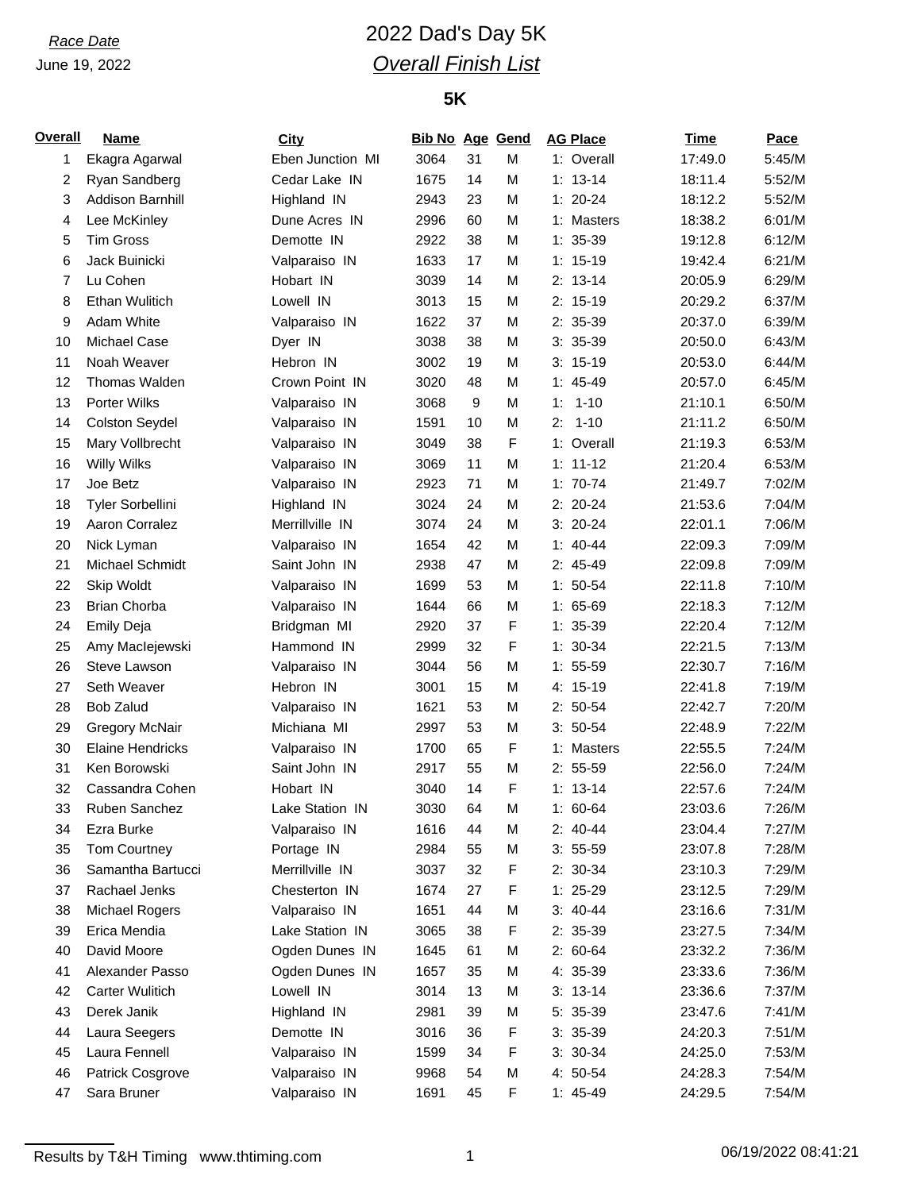*Race Date*

June 19, 2022

# 2022 Dad's Day 5K

## *Overall Finish List*

### 5K

| Overall | Name | City | Bib No | Age | Gend | AG Place | Time | Pace |
|---|---|---|---|---|---|---|---|---|
| 1 | Ekagra Agarwal | Eben Junction MI | 3064 | 31 | M | 1: Overall | 17:49.0 | 5:45/M |
| 2 | Ryan Sandberg | Cedar Lake IN | 1675 | 14 | M | 1: 13-14 | 18:11.4 | 5:52/M |
| 3 | Addison Barnhill | Highland IN | 2943 | 23 | M | 1: 20-24 | 18:12.2 | 5:52/M |
| 4 | Lee McKinley | Dune Acres IN | 2996 | 60 | M | 1: Masters | 18:38.2 | 6:01/M |
| 5 | Tim Gross | Demotte IN | 2922 | 38 | M | 1: 35-39 | 19:12.8 | 6:12/M |
| 6 | Jack Buinicki | Valparaiso IN | 1633 | 17 | M | 1: 15-19 | 19:42.4 | 6:21/M |
| 7 | Lu Cohen | Hobart IN | 3039 | 14 | M | 2: 13-14 | 20:05.9 | 6:29/M |
| 8 | Ethan Wulitich | Lowell IN | 3013 | 15 | M | 2: 15-19 | 20:29.2 | 6:37/M |
| 9 | Adam White | Valparaiso IN | 1622 | 37 | M | 2: 35-39 | 20:37.0 | 6:39/M |
| 10 | Michael Case | Dyer IN | 3038 | 38 | M | 3: 35-39 | 20:50.0 | 6:43/M |
| 11 | Noah Weaver | Hebron IN | 3002 | 19 | M | 3: 15-19 | 20:53.0 | 6:44/M |
| 12 | Thomas Walden | Crown Point IN | 3020 | 48 | M | 1: 45-49 | 20:57.0 | 6:45/M |
| 13 | Porter Wilks | Valparaiso IN | 3068 | 9 | M | 1: 1-10 | 21:10.1 | 6:50/M |
| 14 | Colston Seydel | Valparaiso IN | 1591 | 10 | M | 2: 1-10 | 21:11.2 | 6:50/M |
| 15 | Mary Vollbrecht | Valparaiso IN | 3049 | 38 | F | 1: Overall | 21:19.3 | 6:53/M |
| 16 | Willy Wilks | Valparaiso IN | 3069 | 11 | M | 1: 11-12 | 21:20.4 | 6:53/M |
| 17 | Joe Betz | Valparaiso IN | 2923 | 71 | M | 1: 70-74 | 21:49.7 | 7:02/M |
| 18 | Tyler Sorbellini | Highland IN | 3024 | 24 | M | 2: 20-24 | 21:53.6 | 7:04/M |
| 19 | Aaron Corralez | Merrillville IN | 3074 | 24 | M | 3: 20-24 | 22:01.1 | 7:06/M |
| 20 | Nick Lyman | Valparaiso IN | 1654 | 42 | M | 1: 40-44 | 22:09.3 | 7:09/M |
| 21 | Michael Schmidt | Saint John IN | 2938 | 47 | M | 2: 45-49 | 22:09.8 | 7:09/M |
| 22 | Skip Woldt | Valparaiso IN | 1699 | 53 | M | 1: 50-54 | 22:11.8 | 7:10/M |
| 23 | Brian Chorba | Valparaiso IN | 1644 | 66 | M | 1: 65-69 | 22:18.3 | 7:12/M |
| 24 | Emily Deja | Bridgman MI | 2920 | 37 | F | 1: 35-39 | 22:20.4 | 7:12/M |
| 25 | Amy MacIejewski | Hammond IN | 2999 | 32 | F | 1: 30-34 | 22:21.5 | 7:13/M |
| 26 | Steve Lawson | Valparaiso IN | 3044 | 56 | M | 1: 55-59 | 22:30.7 | 7:16/M |
| 27 | Seth Weaver | Hebron IN | 3001 | 15 | M | 4: 15-19 | 22:41.8 | 7:19/M |
| 28 | Bob Zalud | Valparaiso IN | 1621 | 53 | M | 2: 50-54 | 22:42.7 | 7:20/M |
| 29 | Gregory McNair | Michiana MI | 2997 | 53 | M | 3: 50-54 | 22:48.9 | 7:22/M |
| 30 | Elaine Hendricks | Valparaiso IN | 1700 | 65 | F | 1: Masters | 22:55.5 | 7:24/M |
| 31 | Ken Borowski | Saint John IN | 2917 | 55 | M | 2: 55-59 | 22:56.0 | 7:24/M |
| 32 | Cassandra Cohen | Hobart IN | 3040 | 14 | F | 1: 13-14 | 22:57.6 | 7:24/M |
| 33 | Ruben Sanchez | Lake Station IN | 3030 | 64 | M | 1: 60-64 | 23:03.6 | 7:26/M |
| 34 | Ezra Burke | Valparaiso IN | 1616 | 44 | M | 2: 40-44 | 23:04.4 | 7:27/M |
| 35 | Tom Courtney | Portage IN | 2984 | 55 | M | 3: 55-59 | 23:07.8 | 7:28/M |
| 36 | Samantha Bartucci | Merrillville IN | 3037 | 32 | F | 2: 30-34 | 23:10.3 | 7:29/M |
| 37 | Rachael Jenks | Chesterton IN | 1674 | 27 | F | 1: 25-29 | 23:12.5 | 7:29/M |
| 38 | Michael Rogers | Valparaiso IN | 1651 | 44 | M | 3: 40-44 | 23:16.6 | 7:31/M |
| 39 | Erica Mendia | Lake Station IN | 3065 | 38 | F | 2: 35-39 | 23:27.5 | 7:34/M |
| 40 | David Moore | Ogden Dunes IN | 1645 | 61 | M | 2: 60-64 | 23:32.2 | 7:36/M |
| 41 | Alexander Passo | Ogden Dunes IN | 1657 | 35 | M | 4: 35-39 | 23:33.6 | 7:36/M |
| 42 | Carter Wulitich | Lowell IN | 3014 | 13 | M | 3: 13-14 | 23:36.6 | 7:37/M |
| 43 | Derek Janik | Highland IN | 2981 | 39 | M | 5: 35-39 | 23:47.6 | 7:41/M |
| 44 | Laura Seegers | Demotte IN | 3016 | 36 | F | 3: 35-39 | 24:20.3 | 7:51/M |
| 45 | Laura Fennell | Valparaiso IN | 1599 | 34 | F | 3: 30-34 | 24:25.0 | 7:53/M |
| 46 | Patrick Cosgrove | Valparaiso IN | 9968 | 54 | M | 4: 50-54 | 24:28.3 | 7:54/M |
| 47 | Sara Bruner | Valparaiso IN | 1691 | 45 | F | 1: 45-49 | 24:29.5 | 7:54/M |

Results by T&H Timing www.thtiming.com 06/19/2022 08:41:21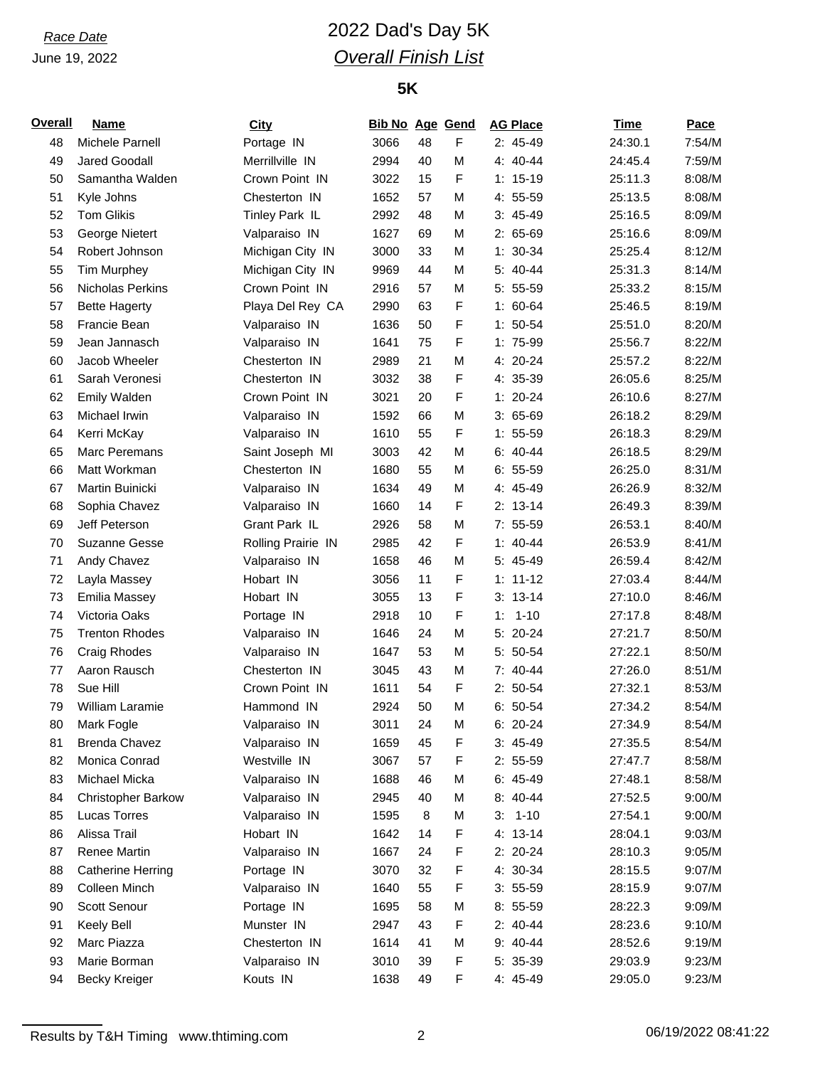*Race Date*
June 19, 2022

# 2022 Dad's Day 5K

## *Overall Finish List*

### 5K

| Overall | Name | City | Bib No | Age | Gend | AG Place | Time | Pace |
|---|---|---|---|---|---|---|---|---|
| 48 | Michele Parnell | Portage IN | 3066 | 48 | F | 2: 45-49 | 24:30.1 | 7:54/M |
| 49 | Jared Goodall | Merrillville IN | 2994 | 40 | M | 4: 40-44 | 24:45.4 | 7:59/M |
| 50 | Samantha Walden | Crown Point IN | 3022 | 15 | F | 1: 15-19 | 25:11.3 | 8:08/M |
| 51 | Kyle Johns | Chesterton IN | 1652 | 57 | M | 4: 55-59 | 25:13.5 | 8:08/M |
| 52 | Tom Glikis | Tinley Park IL | 2992 | 48 | M | 3: 45-49 | 25:16.5 | 8:09/M |
| 53 | George Nietert | Valparaiso IN | 1627 | 69 | M | 2: 65-69 | 25:16.6 | 8:09/M |
| 54 | Robert Johnson | Michigan City IN | 3000 | 33 | M | 1: 30-34 | 25:25.4 | 8:12/M |
| 55 | Tim Murphey | Michigan City IN | 9969 | 44 | M | 5: 40-44 | 25:31.3 | 8:14/M |
| 56 | Nicholas Perkins | Crown Point IN | 2916 | 57 | M | 5: 55-59 | 25:33.2 | 8:15/M |
| 57 | Bette Hagerty | Playa Del Rey CA | 2990 | 63 | F | 1: 60-64 | 25:46.5 | 8:19/M |
| 58 | Francie Bean | Valparaiso IN | 1636 | 50 | F | 1: 50-54 | 25:51.0 | 8:20/M |
| 59 | Jean Jannasch | Valparaiso IN | 1641 | 75 | F | 1: 75-99 | 25:56.7 | 8:22/M |
| 60 | Jacob Wheeler | Chesterton IN | 2989 | 21 | M | 4: 20-24 | 25:57.2 | 8:22/M |
| 61 | Sarah Veronesi | Chesterton IN | 3032 | 38 | F | 4: 35-39 | 26:05.6 | 8:25/M |
| 62 | Emily Walden | Crown Point IN | 3021 | 20 | F | 1: 20-24 | 26:10.6 | 8:27/M |
| 63 | Michael Irwin | Valparaiso IN | 1592 | 66 | M | 3: 65-69 | 26:18.2 | 8:29/M |
| 64 | Kerri McKay | Valparaiso IN | 1610 | 55 | F | 1: 55-59 | 26:18.3 | 8:29/M |
| 65 | Marc Peremans | Saint Joseph MI | 3003 | 42 | M | 6: 40-44 | 26:18.5 | 8:29/M |
| 66 | Matt Workman | Chesterton IN | 1680 | 55 | M | 6: 55-59 | 26:25.0 | 8:31/M |
| 67 | Martin Buinicki | Valparaiso IN | 1634 | 49 | M | 4: 45-49 | 26:26.9 | 8:32/M |
| 68 | Sophia Chavez | Valparaiso IN | 1660 | 14 | F | 2: 13-14 | 26:49.3 | 8:39/M |
| 69 | Jeff Peterson | Grant Park IL | 2926 | 58 | M | 7: 55-59 | 26:53.1 | 8:40/M |
| 70 | Suzanne Gesse | Rolling Prairie IN | 2985 | 42 | F | 1: 40-44 | 26:53.9 | 8:41/M |
| 71 | Andy Chavez | Valparaiso IN | 1658 | 46 | M | 5: 45-49 | 26:59.4 | 8:42/M |
| 72 | Layla Massey | Hobart IN | 3056 | 11 | F | 1: 11-12 | 27:03.4 | 8:44/M |
| 73 | Emilia Massey | Hobart IN | 3055 | 13 | F | 3: 13-14 | 27:10.0 | 8:46/M |
| 74 | Victoria Oaks | Portage IN | 2918 | 10 | F | 1: 1-10 | 27:17.8 | 8:48/M |
| 75 | Trenton Rhodes | Valparaiso IN | 1646 | 24 | M | 5: 20-24 | 27:21.7 | 8:50/M |
| 76 | Craig Rhodes | Valparaiso IN | 1647 | 53 | M | 5: 50-54 | 27:22.1 | 8:50/M |
| 77 | Aaron Rausch | Chesterton IN | 3045 | 43 | M | 7: 40-44 | 27:26.0 | 8:51/M |
| 78 | Sue Hill | Crown Point IN | 1611 | 54 | F | 2: 50-54 | 27:32.1 | 8:53/M |
| 79 | William Laramie | Hammond IN | 2924 | 50 | M | 6: 50-54 | 27:34.2 | 8:54/M |
| 80 | Mark Fogle | Valparaiso IN | 3011 | 24 | M | 6: 20-24 | 27:34.9 | 8:54/M |
| 81 | Brenda Chavez | Valparaiso IN | 1659 | 45 | F | 3: 45-49 | 27:35.5 | 8:54/M |
| 82 | Monica Conrad | Westville IN | 3067 | 57 | F | 2: 55-59 | 27:47.7 | 8:58/M |
| 83 | Michael Micka | Valparaiso IN | 1688 | 46 | M | 6: 45-49 | 27:48.1 | 8:58/M |
| 84 | Christopher Barkow | Valparaiso IN | 2945 | 40 | M | 8: 40-44 | 27:52.5 | 9:00/M |
| 85 | Lucas Torres | Valparaiso IN | 1595 | 8 | M | 3: 1-10 | 27:54.1 | 9:00/M |
| 86 | Alissa Trail | Hobart IN | 1642 | 14 | F | 4: 13-14 | 28:04.1 | 9:03/M |
| 87 | Renee Martin | Valparaiso IN | 1667 | 24 | F | 2: 20-24 | 28:10.3 | 9:05/M |
| 88 | Catherine Herring | Portage IN | 3070 | 32 | F | 4: 30-34 | 28:15.5 | 9:07/M |
| 89 | Colleen Minch | Valparaiso IN | 1640 | 55 | F | 3: 55-59 | 28:15.9 | 9:07/M |
| 90 | Scott Senour | Portage IN | 1695 | 58 | M | 8: 55-59 | 28:22.3 | 9:09/M |
| 91 | Keely Bell | Munster IN | 2947 | 43 | F | 2: 40-44 | 28:23.6 | 9:10/M |
| 92 | Marc Piazza | Chesterton IN | 1614 | 41 | M | 9: 40-44 | 28:52.6 | 9:19/M |
| 93 | Marie Borman | Valparaiso IN | 3010 | 39 | F | 5: 35-39 | 29:03.9 | 9:23/M |
| 94 | Becky Kreiger | Kouts IN | 1638 | 49 | F | 4: 45-49 | 29:05.0 | 9:23/M |

Results by T&H Timing www.thtiming.com 06/19/2022 08:41:22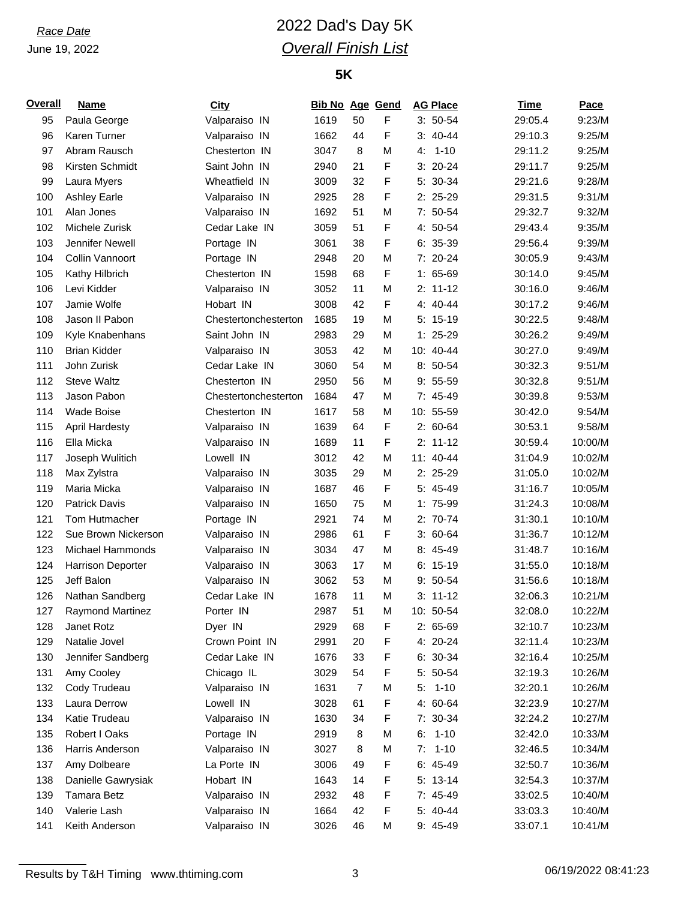*Race Date*

June 19, 2022

# 2022 Dad's Day 5K

## *Overall Finish List*

### 5K

| Overall | Name | City | Bib No | Age | Gend | AG Place | Time | Pace |
|---|---|---|---|---|---|---|---|---|
| 95 | Paula George | Valparaiso IN | 1619 | 50 | F | 3: 50-54 | 29:05.4 | 9:23/M |
| 96 | Karen Turner | Valparaiso IN | 1662 | 44 | F | 3: 40-44 | 29:10.3 | 9:25/M |
| 97 | Abram Rausch | Chesterton IN | 3047 | 8 | M | 4: 1-10 | 29:11.2 | 9:25/M |
| 98 | Kirsten Schmidt | Saint John IN | 2940 | 21 | F | 3: 20-24 | 29:11.7 | 9:25/M |
| 99 | Laura Myers | Wheatfield IN | 3009 | 32 | F | 5: 30-34 | 29:21.6 | 9:28/M |
| 100 | Ashley Earle | Valparaiso IN | 2925 | 28 | F | 2: 25-29 | 29:31.5 | 9:31/M |
| 101 | Alan Jones | Valparaiso IN | 1692 | 51 | M | 7: 50-54 | 29:32.7 | 9:32/M |
| 102 | Michele Zurisk | Cedar Lake IN | 3059 | 51 | F | 4: 50-54 | 29:43.4 | 9:35/M |
| 103 | Jennifer Newell | Portage IN | 3061 | 38 | F | 6: 35-39 | 29:56.4 | 9:39/M |
| 104 | Collin Vannoort | Portage IN | 2948 | 20 | M | 7: 20-24 | 30:05.9 | 9:43/M |
| 105 | Kathy Hilbrich | Chesterton IN | 1598 | 68 | F | 1: 65-69 | 30:14.0 | 9:45/M |
| 106 | Levi Kidder | Valparaiso IN | 3052 | 11 | M | 2: 11-12 | 30:16.0 | 9:46/M |
| 107 | Jamie Wolfe | Hobart IN | 3008 | 42 | F | 4: 40-44 | 30:17.2 | 9:46/M |
| 108 | Jason II Pabon | Chestertonchesterton | 1685 | 19 | M | 5: 15-19 | 30:22.5 | 9:48/M |
| 109 | Kyle Knabenhans | Saint John IN | 2983 | 29 | M | 1: 25-29 | 30:26.2 | 9:49/M |
| 110 | Brian Kidder | Valparaiso IN | 3053 | 42 | M | 10: 40-44 | 30:27.0 | 9:49/M |
| 111 | John Zurisk | Cedar Lake IN | 3060 | 54 | M | 8: 50-54 | 30:32.3 | 9:51/M |
| 112 | Steve Waltz | Chesterton IN | 2950 | 56 | M | 9: 55-59 | 30:32.8 | 9:51/M |
| 113 | Jason Pabon | Chestertonchesterton | 1684 | 47 | M | 7: 45-49 | 30:39.8 | 9:53/M |
| 114 | Wade Boise | Chesterton IN | 1617 | 58 | M | 10: 55-59 | 30:42.0 | 9:54/M |
| 115 | April Hardesty | Valparaiso IN | 1639 | 64 | F | 2: 60-64 | 30:53.1 | 9:58/M |
| 116 | Ella Micka | Valparaiso IN | 1689 | 11 | F | 2: 11-12 | 30:59.4 | 10:00/M |
| 117 | Joseph Wulitich | Lowell IN | 3012 | 42 | M | 11: 40-44 | 31:04.9 | 10:02/M |
| 118 | Max Zylstra | Valparaiso IN | 3035 | 29 | M | 2: 25-29 | 31:05.0 | 10:02/M |
| 119 | Maria Micka | Valparaiso IN | 1687 | 46 | F | 5: 45-49 | 31:16.7 | 10:05/M |
| 120 | Patrick Davis | Valparaiso IN | 1650 | 75 | M | 1: 75-99 | 31:24.3 | 10:08/M |
| 121 | Tom Hutmacher | Portage IN | 2921 | 74 | M | 2: 70-74 | 31:30.1 | 10:10/M |
| 122 | Sue Brown Nickerson | Valparaiso IN | 2986 | 61 | F | 3: 60-64 | 31:36.7 | 10:12/M |
| 123 | Michael Hammonds | Valparaiso IN | 3034 | 47 | M | 8: 45-49 | 31:48.7 | 10:16/M |
| 124 | Harrison Deporter | Valparaiso IN | 3063 | 17 | M | 6: 15-19 | 31:55.0 | 10:18/M |
| 125 | Jeff Balon | Valparaiso IN | 3062 | 53 | M | 9: 50-54 | 31:56.6 | 10:18/M |
| 126 | Nathan Sandberg | Cedar Lake IN | 1678 | 11 | M | 3: 11-12 | 32:06.3 | 10:21/M |
| 127 | Raymond Martinez | Porter IN | 2987 | 51 | M | 10: 50-54 | 32:08.0 | 10:22/M |
| 128 | Janet Rotz | Dyer IN | 2929 | 68 | F | 2: 65-69 | 32:10.7 | 10:23/M |
| 129 | Natalie Jovel | Crown Point IN | 2991 | 20 | F | 4: 20-24 | 32:11.4 | 10:23/M |
| 130 | Jennifer Sandberg | Cedar Lake IN | 1676 | 33 | F | 6: 30-34 | 32:16.4 | 10:25/M |
| 131 | Amy Cooley | Chicago IL | 3029 | 54 | F | 5: 50-54 | 32:19.3 | 10:26/M |
| 132 | Cody Trudeau | Valparaiso IN | 1631 | 7 | M | 5: 1-10 | 32:20.1 | 10:26/M |
| 133 | Laura Derrow | Lowell IN | 3028 | 61 | F | 4: 60-64 | 32:23.9 | 10:27/M |
| 134 | Katie Trudeau | Valparaiso IN | 1630 | 34 | F | 7: 30-34 | 32:24.2 | 10:27/M |
| 135 | Robert I Oaks | Portage IN | 2919 | 8 | M | 6: 1-10 | 32:42.0 | 10:33/M |
| 136 | Harris Anderson | Valparaiso IN | 3027 | 8 | M | 7: 1-10 | 32:46.5 | 10:34/M |
| 137 | Amy Dolbeare | La Porte IN | 3006 | 49 | F | 6: 45-49 | 32:50.7 | 10:36/M |
| 138 | Danielle Gawrysiak | Hobart IN | 1643 | 14 | F | 5: 13-14 | 32:54.3 | 10:37/M |
| 139 | Tamara Betz | Valparaiso IN | 2932 | 48 | F | 7: 45-49 | 33:02.5 | 10:40/M |
| 140 | Valerie Lash | Valparaiso IN | 1664 | 42 | F | 5: 40-44 | 33:03.3 | 10:40/M |
| 141 | Keith Anderson | Valparaiso IN | 3026 | 46 | M | 9: 45-49 | 33:07.1 | 10:41/M |

Results by T&H Timing www.thtiming.com 06/19/2022 08:41:23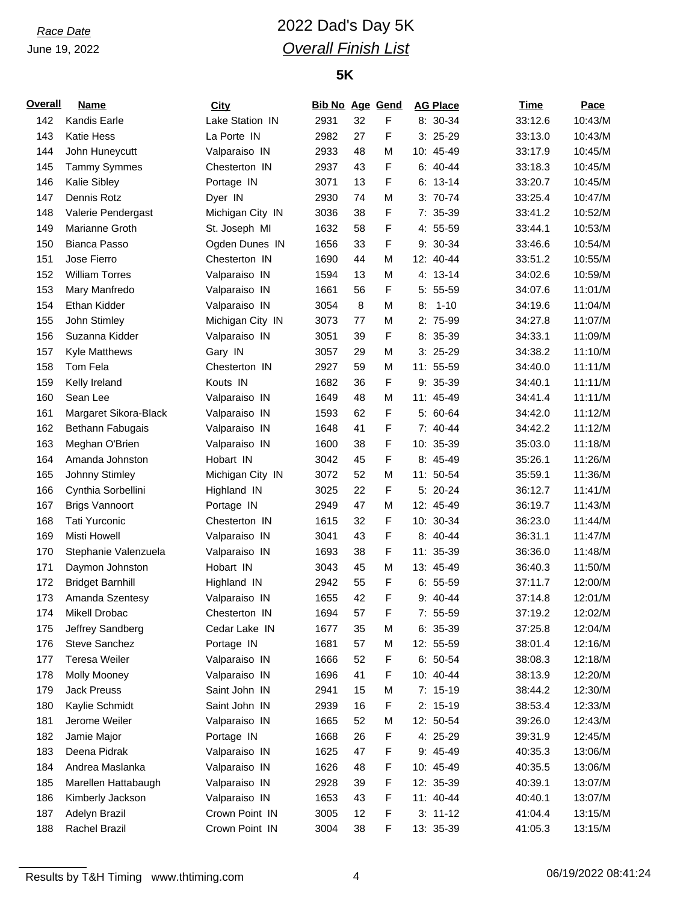*Race Date*

June 19, 2022

# 2022 Dad's Day 5K

## *Overall Finish List*

### 5K

| Overall | Name | City | Bib No | Age | Gend | AG Place | Time | Pace |
|---|---|---|---|---|---|---|---|---|
| 142 | Kandis Earle | Lake Station IN | 2931 | 32 | F | 8: 30-34 | 33:12.6 | 10:43/M |
| 143 | Katie Hess | La Porte IN | 2982 | 27 | F | 3: 25-29 | 33:13.0 | 10:43/M |
| 144 | John Huneycutt | Valparaiso IN | 2933 | 48 | M | 10: 45-49 | 33:17.9 | 10:45/M |
| 145 | Tammy Symmes | Chesterton IN | 2937 | 43 | F | 6: 40-44 | 33:18.3 | 10:45/M |
| 146 | Kalie Sibley | Portage IN | 3071 | 13 | F | 6: 13-14 | 33:20.7 | 10:45/M |
| 147 | Dennis Rotz | Dyer IN | 2930 | 74 | M | 3: 70-74 | 33:25.4 | 10:47/M |
| 148 | Valerie Pendergast | Michigan City IN | 3036 | 38 | F | 7: 35-39 | 33:41.2 | 10:52/M |
| 149 | Marianne Groth | St. Joseph MI | 1632 | 58 | F | 4: 55-59 | 33:44.1 | 10:53/M |
| 150 | Bianca Passo | Ogden Dunes IN | 1656 | 33 | F | 9: 30-34 | 33:46.6 | 10:54/M |
| 151 | Jose Fierro | Chesterton IN | 1690 | 44 | M | 12: 40-44 | 33:51.2 | 10:55/M |
| 152 | William Torres | Valparaiso IN | 1594 | 13 | M | 4: 13-14 | 34:02.6 | 10:59/M |
| 153 | Mary Manfredo | Valparaiso IN | 1661 | 56 | F | 5: 55-59 | 34:07.6 | 11:01/M |
| 154 | Ethan Kidder | Valparaiso IN | 3054 | 8 | M | 8: 1-10 | 34:19.6 | 11:04/M |
| 155 | John Stimley | Michigan City IN | 3073 | 77 | M | 2: 75-99 | 34:27.8 | 11:07/M |
| 156 | Suzanna Kidder | Valparaiso IN | 3051 | 39 | F | 8: 35-39 | 34:33.1 | 11:09/M |
| 157 | Kyle Matthews | Gary IN | 3057 | 29 | M | 3: 25-29 | 34:38.2 | 11:10/M |
| 158 | Tom Fela | Chesterton IN | 2927 | 59 | M | 11: 55-59 | 34:40.0 | 11:11/M |
| 159 | Kelly Ireland | Kouts IN | 1682 | 36 | F | 9: 35-39 | 34:40.1 | 11:11/M |
| 160 | Sean Lee | Valparaiso IN | 1649 | 48 | M | 11: 45-49 | 34:41.4 | 11:11/M |
| 161 | Margaret Sikora-Black | Valparaiso IN | 1593 | 62 | F | 5: 60-64 | 34:42.0 | 11:12/M |
| 162 | Bethann Fabugais | Valparaiso IN | 1648 | 41 | F | 7: 40-44 | 34:42.2 | 11:12/M |
| 163 | Meghan O'Brien | Valparaiso IN | 1600 | 38 | F | 10: 35-39 | 35:03.0 | 11:18/M |
| 164 | Amanda Johnston | Hobart IN | 3042 | 45 | F | 8: 45-49 | 35:26.1 | 11:26/M |
| 165 | Johnny Stimley | Michigan City IN | 3072 | 52 | M | 11: 50-54 | 35:59.1 | 11:36/M |
| 166 | Cynthia Sorbellini | Highland IN | 3025 | 22 | F | 5: 20-24 | 36:12.7 | 11:41/M |
| 167 | Brigs Vannoort | Portage IN | 2949 | 47 | M | 12: 45-49 | 36:19.7 | 11:43/M |
| 168 | Tati Yurconic | Chesterton IN | 1615 | 32 | F | 10: 30-34 | 36:23.0 | 11:44/M |
| 169 | Misti Howell | Valparaiso IN | 3041 | 43 | F | 8: 40-44 | 36:31.1 | 11:47/M |
| 170 | Stephanie Valenzuela | Valparaiso IN | 1693 | 38 | F | 11: 35-39 | 36:36.0 | 11:48/M |
| 171 | Daymon Johnston | Hobart IN | 3043 | 45 | M | 13: 45-49 | 36:40.3 | 11:50/M |
| 172 | Bridget Barnhill | Highland IN | 2942 | 55 | F | 6: 55-59 | 37:11.7 | 12:00/M |
| 173 | Amanda Szentesy | Valparaiso IN | 1655 | 42 | F | 9: 40-44 | 37:14.8 | 12:01/M |
| 174 | Mikell Drobac | Chesterton IN | 1694 | 57 | F | 7: 55-59 | 37:19.2 | 12:02/M |
| 175 | Jeffrey Sandberg | Cedar Lake IN | 1677 | 35 | M | 6: 35-39 | 37:25.8 | 12:04/M |
| 176 | Steve Sanchez | Portage IN | 1681 | 57 | M | 12: 55-59 | 38:01.4 | 12:16/M |
| 177 | Teresa Weiler | Valparaiso IN | 1666 | 52 | F | 6: 50-54 | 38:08.3 | 12:18/M |
| 178 | Molly Mooney | Valparaiso IN | 1696 | 41 | F | 10: 40-44 | 38:13.9 | 12:20/M |
| 179 | Jack Preuss | Saint John IN | 2941 | 15 | M | 7: 15-19 | 38:44.2 | 12:30/M |
| 180 | Kaylie Schmidt | Saint John IN | 2939 | 16 | F | 2: 15-19 | 38:53.4 | 12:33/M |
| 181 | Jerome Weiler | Valparaiso IN | 1665 | 52 | M | 12: 50-54 | 39:26.0 | 12:43/M |
| 182 | Jamie Major | Portage IN | 1668 | 26 | F | 4: 25-29 | 39:31.9 | 12:45/M |
| 183 | Deena Pidrak | Valparaiso IN | 1625 | 47 | F | 9: 45-49 | 40:35.3 | 13:06/M |
| 184 | Andrea Maslanka | Valparaiso IN | 1626 | 48 | F | 10: 45-49 | 40:35.5 | 13:06/M |
| 185 | Marellen Hattabaugh | Valparaiso IN | 2928 | 39 | F | 12: 35-39 | 40:39.1 | 13:07/M |
| 186 | Kimberly Jackson | Valparaiso IN | 1653 | 43 | F | 11: 40-44 | 40:40.1 | 13:07/M |
| 187 | Adelyn Brazil | Crown Point IN | 3005 | 12 | F | 3: 11-12 | 41:04.4 | 13:15/M |
| 188 | Rachel Brazil | Crown Point IN | 3004 | 38 | F | 13: 35-39 | 41:05.3 | 13:15/M |

Results by T&H Timing www.thtiming.com 06/19/2022 08:41:24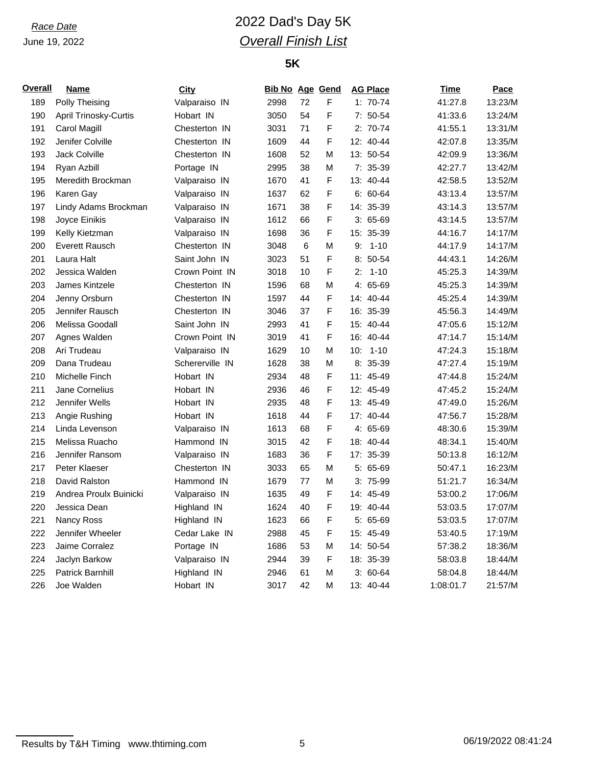*Race Date*

June 19, 2022

# 2022 Dad's Day 5K

## *Overall Finish List*

### 5K

| Overall | Name | City | Bib No | Age | Gend | AG Place | Time | Pace |
|---|---|---|---|---|---|---|---|---|
| 189 | Polly Theising | Valparaiso IN | 2998 | 72 | F | 1: 70-74 | 41:27.8 | 13:23/M |
| 190 | April Trinosky-Curtis | Hobart IN | 3050 | 54 | F | 7: 50-54 | 41:33.6 | 13:24/M |
| 191 | Carol Magill | Chesterton IN | 3031 | 71 | F | 2: 70-74 | 41:55.1 | 13:31/M |
| 192 | Jenifer Colville | Chesterton IN | 1609 | 44 | F | 12: 40-44 | 42:07.8 | 13:35/M |
| 193 | Jack Colville | Chesterton IN | 1608 | 52 | M | 13: 50-54 | 42:09.9 | 13:36/M |
| 194 | Ryan Azbill | Portage IN | 2995 | 38 | M | 7: 35-39 | 42:27.7 | 13:42/M |
| 195 | Meredith Brockman | Valparaiso IN | 1670 | 41 | F | 13: 40-44 | 42:58.5 | 13:52/M |
| 196 | Karen Gay | Valparaiso IN | 1637 | 62 | F | 6: 60-64 | 43:13.4 | 13:57/M |
| 197 | Lindy Adams Brockman | Valparaiso IN | 1671 | 38 | F | 14: 35-39 | 43:14.3 | 13:57/M |
| 198 | Joyce Einikis | Valparaiso IN | 1612 | 66 | F | 3: 65-69 | 43:14.5 | 13:57/M |
| 199 | Kelly Kietzman | Valparaiso IN | 1698 | 36 | F | 15: 35-39 | 44:16.7 | 14:17/M |
| 200 | Everett Rausch | Chesterton IN | 3048 | 6 | M | 9: 1-10 | 44:17.9 | 14:17/M |
| 201 | Laura Halt | Saint John IN | 3023 | 51 | F | 8: 50-54 | 44:43.1 | 14:26/M |
| 202 | Jessica Walden | Crown Point IN | 3018 | 10 | F | 2: 1-10 | 45:25.3 | 14:39/M |
| 203 | James Kintzele | Chesterton IN | 1596 | 68 | M | 4: 65-69 | 45:25.3 | 14:39/M |
| 204 | Jenny Orsburn | Chesterton IN | 1597 | 44 | F | 14: 40-44 | 45:25.4 | 14:39/M |
| 205 | Jennifer Rausch | Chesterton IN | 3046 | 37 | F | 16: 35-39 | 45:56.3 | 14:49/M |
| 206 | Melissa Goodall | Saint John IN | 2993 | 41 | F | 15: 40-44 | 47:05.6 | 15:12/M |
| 207 | Agnes Walden | Crown Point IN | 3019 | 41 | F | 16: 40-44 | 47:14.7 | 15:14/M |
| 208 | Ari Trudeau | Valparaiso IN | 1629 | 10 | M | 10: 1-10 | 47:24.3 | 15:18/M |
| 209 | Dana Trudeau | Schererville IN | 1628 | 38 | M | 8: 35-39 | 47:27.4 | 15:19/M |
| 210 | Michelle Finch | Hobart IN | 2934 | 48 | F | 11: 45-49 | 47:44.8 | 15:24/M |
| 211 | Jane Cornelius | Hobart IN | 2936 | 46 | F | 12: 45-49 | 47:45.2 | 15:24/M |
| 212 | Jennifer Wells | Hobart IN | 2935 | 48 | F | 13: 45-49 | 47:49.0 | 15:26/M |
| 213 | Angie Rushing | Hobart IN | 1618 | 44 | F | 17: 40-44 | 47:56.7 | 15:28/M |
| 214 | Linda Levenson | Valparaiso IN | 1613 | 68 | F | 4: 65-69 | 48:30.6 | 15:39/M |
| 215 | Melissa Ruacho | Hammond IN | 3015 | 42 | F | 18: 40-44 | 48:34.1 | 15:40/M |
| 216 | Jennifer Ransom | Valparaiso IN | 1683 | 36 | F | 17: 35-39 | 50:13.8 | 16:12/M |
| 217 | Peter Klaeser | Chesterton IN | 3033 | 65 | M | 5: 65-69 | 50:47.1 | 16:23/M |
| 218 | David Ralston | Hammond IN | 1679 | 77 | M | 3: 75-99 | 51:21.7 | 16:34/M |
| 219 | Andrea Proulx Buinicki | Valparaiso IN | 1635 | 49 | F | 14: 45-49 | 53:00.2 | 17:06/M |
| 220 | Jessica Dean | Highland IN | 1624 | 40 | F | 19: 40-44 | 53:03.5 | 17:07/M |
| 221 | Nancy Ross | Highland IN | 1623 | 66 | F | 5: 65-69 | 53:03.5 | 17:07/M |
| 222 | Jennifer Wheeler | Cedar Lake IN | 2988 | 45 | F | 15: 45-49 | 53:40.5 | 17:19/M |
| 223 | Jaime Corralez | Portage IN | 1686 | 53 | M | 14: 50-54 | 57:38.2 | 18:36/M |
| 224 | Jaclyn Barkow | Valparaiso IN | 2944 | 39 | F | 18: 35-39 | 58:03.8 | 18:44/M |
| 225 | Patrick Barnhill | Highland IN | 2946 | 61 | M | 3: 60-64 | 58:04.8 | 18:44/M |
| 226 | Joe Walden | Hobart IN | 3017 | 42 | M | 13: 40-44 | 1:08:01.7 | 21:57/M |

Results by T&H Timing www.thtiming.com

06/19/2022 08:41:24